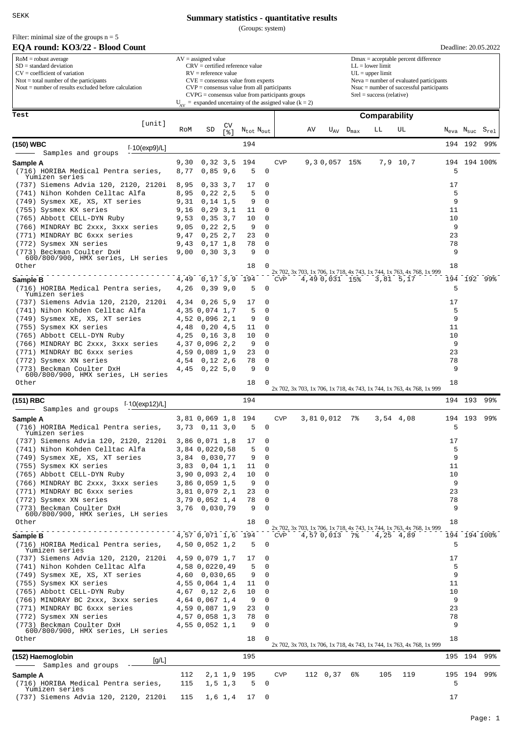SEKK

# Summary statistics - quantitative results

(Groups: system)

Filter: minimal size of the groups n = 5

## EQA round: KO3/22 - Blood Count

Deadline: 20.05.2022

RoM = robust average
SD = standard deviation
CV = coefficient of variation
Ntot = total number of the participants
Nout = number of results excluded before calculation

AV = assigned value
CRV = certified reference value
RV = reference value
CVE = consensus value from experts
CVP = consensus value from all participants
CVPG = consensus value from participants groups
$U_{AV}$ = expanded uncertainty of the assigned value (k = 2)

Dmax = acceptable percent difference
LL = lower limit
UL = upper limit
Neva = number of evaluated participants
Nsuc = number of successful participants
Srel = success (relative)

| Test [unit] | RoM | SD | CV [%] | $N_{tot}$ | $N_{out}$ | | AV | $U_{AV}$ | $D_{max}$ | LL | UL | $N_{eva}$ | $N_{suc}$ | $S_{rel}$ |
|---|---|---|---|---|---|---|---|---|---|---|---|---|---|---|
| **(150) WBC** [·10(exp9)/L] | | | | 194 | | | | | | | | 194 | 192 | 99% |
| Samples and groups | | | | | | | | | | | | | | |
| **Sample A** | 9,30 | 0,32 | 3,5 | 194 | | CVP | 9,3 | 0,057 | 15% | 7,9 | 10,7 | 194 | 194 | 100% |
| (716) HORIBA Medical Pentra series, Yumizen series | 8,77 | 0,85 | 9,6 | 5 | 0 | | | | | | | 5 | | |
| (737) Siemens Advia 120, 2120, 2120i | 8,95 | 0,33 | 3,7 | 17 | 0 | | | | | | | 17 | | |
| (741) Nihon Kohden Celltac Alfa | 8,95 | 0,22 | 2,5 | 5 | 0 | | | | | | | 5 | | |
| (749) Sysmex XE, XS, XT series | 9,31 | 0,14 | 1,5 | 9 | 0 | | | | | | | 9 | | |
| (755) Sysmex KX series | 9,16 | 0,29 | 3,1 | 11 | 0 | | | | | | | 11 | | |
| (765) Abbott CELL-DYN Ruby | 9,53 | 0,35 | 3,7 | 10 | 0 | | | | | | | 10 | | |
| (766) MINDRAY BC 2xxx, 3xxx series | 9,05 | 0,22 | 2,5 | 9 | 0 | | | | | | | 9 | | |
| (771) MINDRAY BC 6xxx series | 9,47 | 0,25 | 2,7 | 23 | 0 | | | | | | | 23 | | |
| (772) Sysmex XN series | 9,43 | 0,17 | 1,8 | 78 | 0 | | | | | | | 78 | | |
| (773) Beckman Coulter DxH 600/800/900, HMX series, LH series | 9,00 | 0,30 | 3,3 | 9 | 0 | | | | | | | 9 | | |
| Other | | | | 18 | 0 | 2x 702, 3x 703, 1x 706, 1x 718, 4x 743, 1x 744, 1x 763, 4x 768, 1x 999 | | | | | | 18 | | |
| **Sample B** | 4,49 | 0,17 | 3,9 | 194 | | CVP | 4,49 | 0,031 | 15% | 3,81 | 5,17 | 194 | 192 | 99% |
| (716) HORIBA Medical Pentra series, Yumizen series | 4,26 | 0,39 | 9,0 | 5 | 0 | | | | | | | 5 | | |
| (737) Siemens Advia 120, 2120, 2120i | 4,34 | 0,26 | 5,9 | 17 | 0 | | | | | | | 17 | | |
| (741) Nihon Kohden Celltac Alfa | 4,35 | 0,074 | 1,7 | 5 | 0 | | | | | | | 5 | | |
| (749) Sysmex XE, XS, XT series | 4,52 | 0,096 | 2,1 | 9 | 0 | | | | | | | 9 | | |
| (755) Sysmex KX series | 4,48 | 0,20 | 4,5 | 11 | 0 | | | | | | | 11 | | |
| (765) Abbott CELL-DYN Ruby | 4,25 | 0,16 | 3,8 | 10 | 0 | | | | | | | 10 | | |
| (766) MINDRAY BC 2xxx, 3xxx series | 4,37 | 0,096 | 2,2 | 9 | 0 | | | | | | | 9 | | |
| (771) MINDRAY BC 6xxx series | 4,59 | 0,089 | 1,9 | 23 | 0 | | | | | | | 23 | | |
| (772) Sysmex XN series | 4,54 | 0,12 | 2,6 | 78 | 0 | | | | | | | 78 | | |
| (773) Beckman Coulter DxH 600/800/900, HMX series, LH series | 4,45 | 0,22 | 5,0 | 9 | 0 | | | | | | | 9 | | |
| Other | | | | 18 | 0 | 2x 702, 3x 703, 1x 706, 1x 718, 4x 743, 1x 744, 1x 763, 4x 768, 1x 999 | | | | | | 18 | | |
| **(151) RBC** [·10(exp12)/L] | | | | 194 | | | | | | | | 194 | 193 | 99% |
| Samples and groups | | | | | | | | | | | | | | |
| **Sample A** | 3,81 | 0,069 | 1,8 | 194 | | CVP | 3,81 | 0,012 | 7% | 3,54 | 4,08 | 194 | 193 | 99% |
| (716) HORIBA Medical Pentra series, Yumizen series | 3,73 | 0,11 | 3,0 | 5 | 0 | | | | | | | 5 | | |
| (737) Siemens Advia 120, 2120, 2120i | 3,86 | 0,071 | 1,8 | 17 | 0 | | | | | | | 17 | | |
| (741) Nihon Kohden Celltac Alfa | 3,84 | 0,022 | 0,58 | 5 | 0 | | | | | | | 5 | | |
| (749) Sysmex XE, XS, XT series | 3,84 | 0,03 | 0,77 | 9 | 0 | | | | | | | 9 | | |
| (755) Sysmex KX series | 3,83 | 0,04 | 1,1 | 11 | 0 | | | | | | | 11 | | |
| (765) Abbott CELL-DYN Ruby | 3,90 | 0,093 | 2,4 | 10 | 0 | | | | | | | 10 | | |
| (766) MINDRAY BC 2xxx, 3xxx series | 3,86 | 0,059 | 1,5 | 9 | 0 | | | | | | | 9 | | |
| (771) MINDRAY BC 6xxx series | 3,81 | 0,079 | 2,1 | 23 | 0 | | | | | | | 23 | | |
| (772) Sysmex XN series | 3,79 | 0,052 | 1,4 | 78 | 0 | | | | | | | 78 | | |
| (773) Beckman Coulter DxH 600/800/900, HMX series, LH series | 3,76 | 0,03 | 0,79 | 9 | 0 | | | | | | | 9 | | |
| Other | | | | 18 | 0 | 2x 702, 3x 703, 1x 706, 1x 718, 4x 743, 1x 744, 1x 763, 4x 768, 1x 999 | | | | | | 18 | | |
| **Sample B** | 4,57 | 0,071 | 1,6 | 194 | | CVP | 4,57 | 0,013 | 7% | 4,25 | 4,89 | 194 | 194 | 100% |
| (716) HORIBA Medical Pentra series, Yumizen series | 4,50 | 0,052 | 1,2 | 5 | 0 | | | | | | | 5 | | |
| (737) Siemens Advia 120, 2120, 2120i | 4,59 | 0,079 | 1,7 | 17 | 0 | | | | | | | 17 | | |
| (741) Nihon Kohden Celltac Alfa | 4,58 | 0,022 | 0,49 | 5 | 0 | | | | | | | 5 | | |
| (749) Sysmex XE, XS, XT series | 4,60 | 0,03 | 0,65 | 9 | 0 | | | | | | | 9 | | |
| (755) Sysmex KX series | 4,55 | 0,064 | 1,4 | 11 | 0 | | | | | | | 11 | | |
| (765) Abbott CELL-DYN Ruby | 4,67 | 0,12 | 2,6 | 10 | 0 | | | | | | | 10 | | |
| (766) MINDRAY BC 2xxx, 3xxx series | 4,64 | 0,067 | 1,4 | 9 | 0 | | | | | | | 9 | | |
| (771) MINDRAY BC 6xxx series | 4,59 | 0,087 | 1,9 | 23 | 0 | | | | | | | 23 | | |
| (772) Sysmex XN series | 4,57 | 0,058 | 1,3 | 78 | 0 | | | | | | | 78 | | |
| (773) Beckman Coulter DxH 600/800/900, HMX series, LH series | 4,55 | 0,052 | 1,1 | 9 | 0 | | | | | | | 9 | | |
| Other | | | | 18 | 0 | 2x 702, 3x 703, 1x 706, 1x 718, 4x 743, 1x 744, 1x 763, 4x 768, 1x 999 | | | | | | 18 | | |
| **(152) Haemoglobin** [g/L] | | | | 195 | | | | | | | | 195 | 194 | 99% |
| Samples and groups | | | | | | | | | | | | | | |
| **Sample A** | 112 | 2,1 | 1,9 | 195 | | CVP | 112 | 0,37 | 6% | 105 | 119 | 195 | 194 | 99% |
| (716) HORIBA Medical Pentra series, Yumizen series | 115 | 1,5 | 1,3 | 5 | 0 | | | | | | | 5 | | |
| (737) Siemens Advia 120, 2120, 2120i | 115 | 1,6 | 1,4 | 17 | 0 | | | | | | | 17 | | |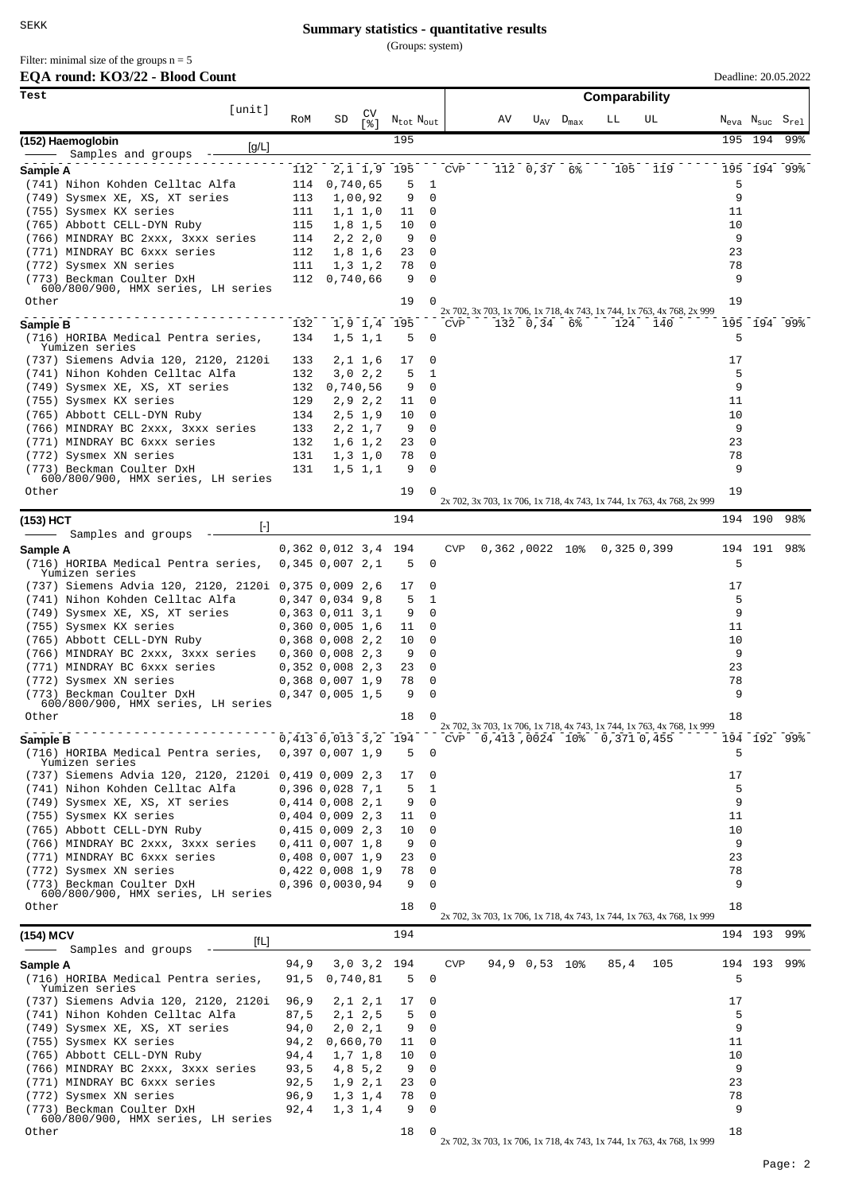# Summary statistics - quantitative results

(Groups: system)

Filter: minimal size of the groups n = 5

**EQA round: KO3/22 - Blood Count** Deadline: 20.05.2022

| Test [unit] | RoM | SD | CV [%] | $N_{tot}$ | $N_{out}$ | | AV | $U_{AV}$ | $D_{max}$ | LL | UL | $N_{eva}$ | $N_{suc}$ | $S_{rel}$ |
|---|---|---|---|---|---|---|---|---|---|---|---|---|---|---|
| | | | | | | Comparability | | | | | | | | |
| **(152) Haemoglobin** [g/L] | | | | 195 | | | | | | | | 195 | 194 | 99% |
| Samples and groups | | | | | | | | | | | | | | |
| **Sample A** | 112 | 2,1 | 1,9 | 195 | | CVP | 112 | 0,37 | 6% | 105 | 119 | 195 | 194 | 99% |
| (741) Nihon Kohden Celltac Alfa | 114 | 0,74 | 0,65 | 5 | 1 | | | | | | | 5 | | |
| (749) Sysmex XE, XS, XT series | 113 | 1,0 | 0,92 | 9 | 0 | | | | | | | 9 | | |
| (755) Sysmex KX series | 111 | 1,1 | 1,0 | 11 | 0 | | | | | | | 11 | | |
| (765) Abbott CELL-DYN Ruby | 115 | 1,8 | 1,5 | 10 | 0 | | | | | | | 10 | | |
| (766) MINDRAY BC 2xxx, 3xxx series | 114 | 2,2 | 2,0 | 9 | 0 | | | | | | | 9 | | |
| (771) MINDRAY BC 6xxx series | 112 | 1,8 | 1,6 | 23 | 0 | | | | | | | 23 | | |
| (772) Sysmex XN series | 111 | 1,3 | 1,2 | 78 | 0 | | | | | | | 78 | | |
| (773) Beckman Coulter DxH 600/800/900, HMX series, LH series | 112 | 0,74 | 0,66 | 9 | 0 | | | | | | | 9 | | |
| Other | | | | 19 | 0 | 2x 702, 3x 703, 1x 706, 1x 718, 4x 743, 1x 744, 1x 763, 4x 768, 2x 999 | | | | | | 19 | | |
| **Sample B** | 132 | 1,9 | 1,4 | 195 | | CVP | 132 | 0,34 | 6% | 124 | 140 | 195 | 194 | 99% |
| (716) HORIBA Medical Pentra series, Yumizen series | 134 | 1,5 | 1,1 | 5 | 0 | | | | | | | 5 | | |
| (737) Siemens Advia 120, 2120, 2120i | 133 | 2,1 | 1,6 | 17 | 0 | | | | | | | 17 | | |
| (741) Nihon Kohden Celltac Alfa | 132 | 3,0 | 2,2 | 5 | 1 | | | | | | | 5 | | |
| (749) Sysmex XE, XS, XT series | 132 | 0,74 | 0,56 | 9 | 0 | | | | | | | 9 | | |
| (755) Sysmex KX series | 129 | 2,9 | 2,2 | 11 | 0 | | | | | | | 11 | | |
| (765) Abbott CELL-DYN Ruby | 134 | 2,5 | 1,9 | 10 | 0 | | | | | | | 10 | | |
| (766) MINDRAY BC 2xxx, 3xxx series | 133 | 2,2 | 1,7 | 9 | 0 | | | | | | | 9 | | |
| (771) MINDRAY BC 6xxx series | 132 | 1,6 | 1,2 | 23 | 0 | | | | | | | 23 | | |
| (772) Sysmex XN series | 131 | 1,3 | 1,0 | 78 | 0 | | | | | | | 78 | | |
| (773) Beckman Coulter DxH 600/800/900, HMX series, LH series | 131 | 1,5 | 1,1 | 9 | 0 | | | | | | | 9 | | |
| Other | | | | 19 | 0 | 2x 702, 3x 703, 1x 706, 1x 718, 4x 743, 1x 744, 1x 763, 4x 768, 2x 999 | | | | | | 19 | | |
| **(153) HCT** [-] | | | | 194 | | | | | | | | 194 | 190 | 98% |
| Samples and groups | | | | | | | | | | | | | | |
| **Sample A** | 0,362 | 0,012 | 3,4 | 194 | | CVP | 0,362 | ,0022 | 10% | 0,325 | 0,399 | 194 | 191 | 98% |
| (716) HORIBA Medical Pentra series, Yumizen series | 0,345 | 0,007 | 2,1 | 5 | 0 | | | | | | | 5 | | |
| (737) Siemens Advia 120, 2120, 2120i | 0,375 | 0,009 | 2,6 | 17 | 0 | | | | | | | 17 | | |
| (741) Nihon Kohden Celltac Alfa | 0,347 | 0,034 | 9,8 | 5 | 1 | | | | | | | 5 | | |
| (749) Sysmex XE, XS, XT series | 0,363 | 0,011 | 3,1 | 9 | 0 | | | | | | | 9 | | |
| (755) Sysmex KX series | 0,360 | 0,005 | 1,6 | 11 | 0 | | | | | | | 11 | | |
| (765) Abbott CELL-DYN Ruby | 0,368 | 0,008 | 2,2 | 10 | 0 | | | | | | | 10 | | |
| (766) MINDRAY BC 2xxx, 3xxx series | 0,360 | 0,008 | 2,3 | 9 | 0 | | | | | | | 9 | | |
| (771) MINDRAY BC 6xxx series | 0,352 | 0,008 | 2,3 | 23 | 0 | | | | | | | 23 | | |
| (772) Sysmex XN series | 0,368 | 0,007 | 1,9 | 78 | 0 | | | | | | | 78 | | |
| (773) Beckman Coulter DxH 600/800/900, HMX series, LH series | 0,347 | 0,005 | 1,5 | 9 | 0 | | | | | | | 9 | | |
| Other | | | | 18 | 0 | 2x 702, 3x 703, 1x 706, 1x 718, 4x 743, 1x 744, 1x 763, 4x 768, 1x 999 | | | | | | 18 | | |
| **Sample B** | 0,413 | 0,013 | 3,2 | 194 | | CVP | 0,413 | ,0024 | 10% | 0,371 | 0,455 | 194 | 192 | 99% |
| (716) HORIBA Medical Pentra series, Yumizen series | 0,397 | 0,007 | 1,9 | 5 | 0 | | | | | | | 5 | | |
| (737) Siemens Advia 120, 2120, 2120i | 0,419 | 0,009 | 2,3 | 17 | 0 | | | | | | | 17 | | |
| (741) Nihon Kohden Celltac Alfa | 0,396 | 0,028 | 7,1 | 5 | 1 | | | | | | | 5 | | |
| (749) Sysmex XE, XS, XT series | 0,414 | 0,008 | 2,1 | 9 | 0 | | | | | | | 9 | | |
| (755) Sysmex KX series | 0,404 | 0,009 | 2,3 | 11 | 0 | | | | | | | 11 | | |
| (765) Abbott CELL-DYN Ruby | 0,415 | 0,009 | 2,3 | 10 | 0 | | | | | | | 10 | | |
| (766) MINDRAY BC 2xxx, 3xxx series | 0,411 | 0,007 | 1,8 | 9 | 0 | | | | | | | 9 | | |
| (771) MINDRAY BC 6xxx series | 0,408 | 0,007 | 1,9 | 23 | 0 | | | | | | | 23 | | |
| (772) Sysmex XN series | 0,422 | 0,008 | 1,9 | 78 | 0 | | | | | | | 78 | | |
| (773) Beckman Coulter DxH 600/800/900, HMX series, LH series | 0,396 | 0,003 | 0,94 | 9 | 0 | | | | | | | 9 | | |
| Other | | | | 18 | 0 | 2x 702, 3x 703, 1x 706, 1x 718, 4x 743, 1x 744, 1x 763, 4x 768, 1x 999 | | | | | | 18 | | |
| **(154) MCV** [fL] | | | | 194 | | | | | | | | 194 | 193 | 99% |
| Samples and groups | | | | | | | | | | | | | | |
| **Sample A** | 94,9 | 3,0 | 3,2 | 194 | | CVP | 94,9 | 0,53 | 10% | 85,4 | 105 | 194 | 193 | 99% |
| (716) HORIBA Medical Pentra series, Yumizen series | 91,5 | 0,74 | 0,81 | 5 | 0 | | | | | | | 5 | | |
| (737) Siemens Advia 120, 2120, 2120i | 96,9 | 2,1 | 2,1 | 17 | 0 | | | | | | | 17 | | |
| (741) Nihon Kohden Celltac Alfa | 87,5 | 2,1 | 2,5 | 5 | 0 | | | | | | | 5 | | |
| (749) Sysmex XE, XS, XT series | 94,0 | 2,0 | 2,1 | 9 | 0 | | | | | | | 9 | | |
| (755) Sysmex KX series | 94,2 | 0,66 | 0,70 | 11 | 0 | | | | | | | 11 | | |
| (765) Abbott CELL-DYN Ruby | 94,4 | 1,7 | 1,8 | 10 | 0 | | | | | | | 10 | | |
| (766) MINDRAY BC 2xxx, 3xxx series | 93,5 | 4,8 | 5,2 | 9 | 0 | | | | | | | 9 | | |
| (771) MINDRAY BC 6xxx series | 92,5 | 1,9 | 2,1 | 23 | 0 | | | | | | | 23 | | |
| (772) Sysmex XN series | 96,9 | 1,3 | 1,4 | 78 | 0 | | | | | | | 78 | | |
| (773) Beckman Coulter DxH 600/800/900, HMX series, LH series | 92,4 | 1,3 | 1,4 | 9 | 0 | | | | | | | 9 | | |
| Other | | | | 18 | 0 | 2x 702, 3x 703, 1x 706, 1x 718, 4x 743, 1x 744, 1x 763, 4x 768, 1x 999 | | | | | | 18 | | |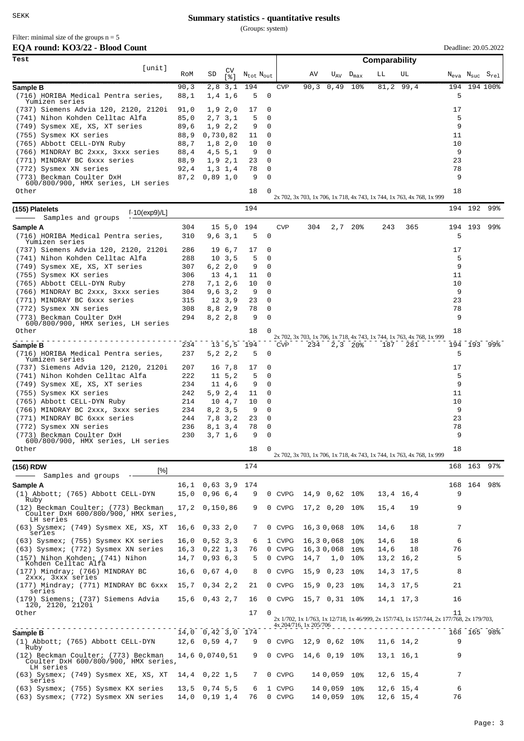SEKK

# Summary statistics - quantitative results

(Groups: system)

Filter: minimal size of the groups n = 5

**EQA round: KO3/22 - Blood Count** Deadline: 20.05.2022

| Test [unit] | RoM | SD | CV [%] | $N_{tot}$ | $N_{out}$ | Comparability | AV | $U_{AV}$ | $D_{max}$ | LL | UL | $N_{eva}$ | $N_{suc}$ | $S_{rel}$ |
|---|---|---|---|---|---|---|---|---|---|---|---|---|---|---|
| **Sample B** | 90,3 | 2,8 | 3,1 | 194 | | CVP | 90,3 | 0,49 | 10% | 81,2 | 99,4 | 194 | 194 | 100% |
| (716) HORIBA Medical Pentra series, Yumizen series | 88,1 | 1,4 | 1,6 | 5 | 0 | | | | | | | 5 | | |
| (737) Siemens Advia 120, 2120, 2120i | 91,0 | 1,9 | 2,0 | 17 | 0 | | | | | | | 17 | | |
| (741) Nihon Kohden Celltac Alfa | 85,0 | 2,7 | 3,1 | 5 | 0 | | | | | | | 5 | | |
| (749) Sysmex XE, XS, XT series | 89,6 | 1,9 | 2,2 | 9 | 0 | | | | | | | 9 | | |
| (755) Sysmex KX series | 88,9 | 0,73 | 0,82 | 11 | 0 | | | | | | | 11 | | |
| (765) Abbott CELL-DYN Ruby | 88,7 | 1,8 | 2,0 | 10 | 0 | | | | | | | 10 | | |
| (766) MINDRAY BC 2xxx, 3xxx series | 88,4 | 4,5 | 5,1 | 9 | 0 | | | | | | | 9 | | |
| (771) MINDRAY BC 6xxx series | 88,9 | 1,9 | 2,1 | 23 | 0 | | | | | | | 23 | | |
| (772) Sysmex XN series | 92,4 | 1,3 | 1,4 | 78 | 0 | | | | | | | 78 | | |
| (773) Beckman Coulter DxH 600/800/900, HMX series, LH series | 87,2 | 0,89 | 1,0 | 9 | 0 | | | | | | | 9 | | |
| Other | | | | 18 | 0 | 2x 702, 3x 703, 1x 706, 1x 718, 4x 743, 1x 744, 1x 763, 4x 768, 1x 999 | | | | | | 18 | | |
| **(155) Platelets** [·10(exp9)/L] | | | | 194 | | | | | | | | 194 | 192 | 99% |
| Samples and groups | | | | | | | | | | | | | | |
| **Sample A** | 304 | 15 | 5,0 | 194 | | CVP | 304 | 2,7 | 20% | 243 | 365 | 194 | 193 | 99% |
| (716) HORIBA Medical Pentra series, Yumizen series | 310 | 9,6 | 3,1 | 5 | 0 | | | | | | | 5 | | |
| (737) Siemens Advia 120, 2120, 2120i | 286 | 19 | 6,7 | 17 | 0 | | | | | | | 17 | | |
| (741) Nihon Kohden Celltac Alfa | 288 | 10 | 3,5 | 5 | 0 | | | | | | | 5 | | |
| (749) Sysmex XE, XS, XT series | 307 | 6,2 | 2,0 | 9 | 0 | | | | | | | 9 | | |
| (755) Sysmex KX series | 306 | 13 | 4,1 | 11 | 0 | | | | | | | 11 | | |
| (765) Abbott CELL-DYN Ruby | 278 | 7,1 | 2,6 | 10 | 0 | | | | | | | 10 | | |
| (766) MINDRAY BC 2xxx, 3xxx series | 304 | 9,6 | 3,2 | 9 | 0 | | | | | | | 9 | | |
| (771) MINDRAY BC 6xxx series | 315 | 12 | 3,9 | 23 | 0 | | | | | | | 23 | | |
| (772) Sysmex XN series | 308 | 8,8 | 2,9 | 78 | 0 | | | | | | | 78 | | |
| (773) Beckman Coulter DxH 600/800/900, HMX series, LH series | 294 | 8,2 | 2,8 | 9 | 0 | | | | | | | 9 | | |
| Other | | | | 18 | 0 | 2x 702, 3x 703, 1x 706, 1x 718, 4x 743, 1x 744, 1x 763, 4x 768, 1x 999 | | | | | | 18 | | |
| **Sample B** | 234 | 13 | 5,5 | 194 | | CVP | 234 | 2,3 | 20% | 187 | 281 | 194 | 193 | 99% |
| (716) HORIBA Medical Pentra series, Yumizen series | 237 | 5,2 | 2,2 | 5 | 0 | | | | | | | 5 | | |
| (737) Siemens Advia 120, 2120, 2120i | 207 | 16 | 7,8 | 17 | 0 | | | | | | | 17 | | |
| (741) Nihon Kohden Celltac Alfa | 222 | 11 | 5,2 | 5 | 0 | | | | | | | 5 | | |
| (749) Sysmex XE, XS, XT series | 234 | 11 | 4,6 | 9 | 0 | | | | | | | 9 | | |
| (755) Sysmex KX series | 242 | 5,9 | 2,4 | 11 | 0 | | | | | | | 11 | | |
| (765) Abbott CELL-DYN Ruby | 214 | 10 | 4,7 | 10 | 0 | | | | | | | 10 | | |
| (766) MINDRAY BC 2xxx, 3xxx series | 234 | 8,2 | 3,5 | 9 | 0 | | | | | | | 9 | | |
| (771) MINDRAY BC 6xxx series | 244 | 7,8 | 3,2 | 23 | 0 | | | | | | | 23 | | |
| (772) Sysmex XN series | 236 | 8,1 | 3,4 | 78 | 0 | | | | | | | 78 | | |
| (773) Beckman Coulter DxH 600/800/900, HMX series, LH series | 230 | 3,7 | 1,6 | 9 | 0 | | | | | | | 9 | | |
| Other | | | | 18 | 0 | 2x 702, 3x 703, 1x 706, 1x 718, 4x 743, 1x 744, 1x 763, 4x 768, 1x 999 | | | | | | 18 | | |
| **(156) RDW** [%] | | | | 174 | | | | | | | | 168 | 163 | 97% |
| Samples and groups | | | | | | | | | | | | | | |
| **Sample A** | 16,1 | 0,63 | 3,9 | 174 | | | | | | | | 168 | 164 | 98% |
| (1) Abbott; (765) Abbott CELL-DYN Ruby | 15,0 | 0,96 | 6,4 | 9 | 0 | CVPG | 14,9 | 0,62 | 10% | 13,4 | 16,4 | 9 | | |
| (12) Beckman Coulter; (773) Beckman Coulter DxH 600/800/900, HMX series, LH series | 17,2 | 0,15 | 0,86 | 9 | 0 | CVPG | 17,2 | 0,20 | 10% | 15,4 | 19 | 9 | | |
| (63) Sysmex; (749) Sysmex XE, XS, XT series | 16,6 | 0,33 | 2,0 | 7 | 0 | CVPG | 16,3 | 0,068 | 10% | 14,6 | 18 | 7 | | |
| (63) Sysmex; (755) Sysmex KX series | 16,0 | 0,52 | 3,3 | 6 | 1 | CVPG | 16,3 | 0,068 | 10% | 14,6 | 18 | 6 | | |
| (63) Sysmex; (772) Sysmex XN series | 16,3 | 0,22 | 1,3 | 76 | 0 | CVPG | 16,3 | 0,068 | 10% | 14,6 | 18 | 76 | | |
| (157) Nihon Kohden; (741) Nihon Kohden Celltac Alfa | 14,7 | 0,93 | 6,3 | 5 | 0 | CVPG | 14,7 | 1,0 | 10% | 13,2 | 16,2 | 5 | | |
| (177) Mindray; (766) MINDRAY BC 2xxx, 3xxx series | 16,6 | 0,67 | 4,0 | 8 | 0 | CVPG | 15,9 | 0,23 | 10% | 14,3 | 17,5 | 8 | | |
| (177) Mindray; (771) MINDRAY BC 6xxx series | 15,7 | 0,34 | 2,2 | 21 | 0 | CVPG | 15,9 | 0,23 | 10% | 14,3 | 17,5 | 21 | | |
| (179) Siemens; (737) Siemens Advia 120, 2120, 2120i | 15,6 | 0,43 | 2,7 | 16 | 0 | CVPG | 15,7 | 0,31 | 10% | 14,1 | 17,3 | 16 | | |
| Other | | | | 17 | 0 | 2x 1/702, 1x 1/763, 1x 12/718, 1x 46/999, 2x 157/743, 1x 157/744, 2x 177/768, 2x 179/703, 4x 204/716, 1x 205/706 | | | | | | 11 | | |
| **Sample B** | 14,0 | 0,42 | 3,0 | 174 | | | | | | | | 168 | 165 | 98% |
| (1) Abbott; (765) Abbott CELL-DYN Ruby | 12,6 | 0,59 | 4,7 | 9 | 0 | CVPG | 12,9 | 0,62 | 10% | 11,6 | 14,2 | 9 | | |
| (12) Beckman Coulter; (773) Beckman Coulter DxH 600/800/900, HMX series, LH series | 14,6 | 0,074 | 0,51 | 9 | 0 | CVPG | 14,6 | 0,19 | 10% | 13,1 | 16,1 | 9 | | |
| (63) Sysmex; (749) Sysmex XE, XS, XT series | 14,4 | 0,22 | 1,5 | 7 | 0 | CVPG | 14 | 0,059 | 10% | 12,6 | 15,4 | 7 | | |
| (63) Sysmex; (755) Sysmex KX series | 13,5 | 0,74 | 5,5 | 6 | 1 | CVPG | 14 | 0,059 | 10% | 12,6 | 15,4 | 6 | | |
| (63) Sysmex; (772) Sysmex XN series | 14,0 | 0,19 | 1,4 | 76 | 0 | CVPG | 14 | 0,059 | 10% | 12,6 | 15,4 | 76 | | |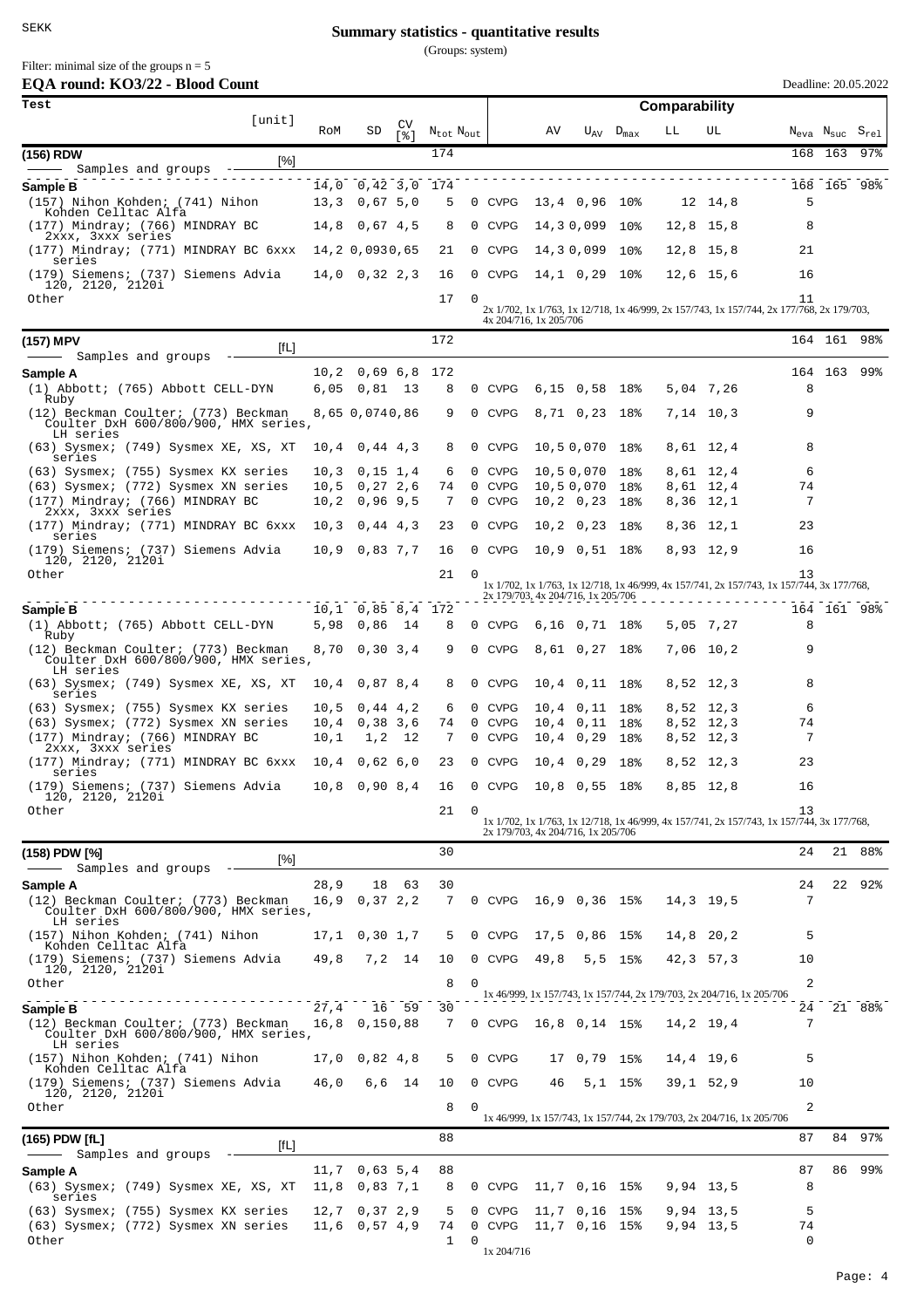SEKK

# Summary statistics - quantitative results

(Groups: system)

Filter: minimal size of the groups n = 5

## EQA round: KO3/22 - Blood Count

Deadline: 20.05.2022

| Test [unit] | RoM | SD | CV [%] | $N_{tot}$ | $N_{out}$ | Comparability | AV | $U_{AV}$ | $D_{max}$ | LL | UL | $N_{eva}$ | $N_{suc}$ | $S_{rel}$ |
|---|---|---|---|---|---|---|---|---|---|---|---|---|---|---|
| **(156) RDW** [%] | | | | 174 | | | | | | | | 168 | 163 | 97% |
| Samples and groups | | | | | | | | | | | | | | |
| **Sample B** | 14,0 | 0,42 | 3,0 | 174 | | | | | | | | 168 | 165 | 98% |
| (157) Nihon Kohden; (741) Nihon Kohden Celltac Alfa | 13,3 | 0,67 | 5,0 | 5 | 0 | CVPG | 13,4 | 0,96 | 10% | 12 | 14,8 | 5 | | |
| (177) Mindray; (766) MINDRAY BC 2xxx, 3xxx series | 14,8 | 0,67 | 4,5 | 8 | 0 | CVPG | 14,3 | 0,099 | 10% | 12,8 | 15,8 | 8 | | |
| (177) Mindray; (771) MINDRAY BC 6xxx series | 14,2 | 0,093 | 0,65 | 21 | 0 | CVPG | 14,3 | 0,099 | 10% | 12,8 | 15,8 | 21 | | |
| (179) Siemens; (737) Siemens Advia 120, 2120, 2120i | 14,0 | 0,32 | 2,3 | 16 | 0 | CVPG | 14,1 | 0,29 | 10% | 12,6 | 15,6 | 16 | | |
| Other | | | | 17 | 0 | 2x 1/702, 1x 1/763, 1x 12/718, 1x 46/999, 2x 157/743, 1x 157/744, 2x 177/768, 2x 179/703, 4x 204/716, 1x 205/706 | | | | | | 11 | | |
| **(157) MPV** [fL] | | | | 172 | | | | | | | | 164 | 161 | 98% |
| Samples and groups | | | | | | | | | | | | | | |
| **Sample A** | 10,2 | 0,69 | 6,8 | 172 | | | | | | | | 164 | 163 | 99% |
| (1) Abbott; (765) Abbott CELL-DYN Ruby | 6,05 | 0,81 | 13 | 8 | 0 | CVPG | 6,15 | 0,58 | 18% | 5,04 | 7,26 | 8 | | |
| (12) Beckman Coulter; (773) Beckman Coulter DxH 600/800/900, HMX series, LH series | 8,65 | 0,074 | 0,86 | 9 | 0 | CVPG | 8,71 | 0,23 | 18% | 7,14 | 10,3 | 9 | | |
| (63) Sysmex; (749) Sysmex XE, XS, XT series | 10,4 | 0,44 | 4,3 | 8 | 0 | CVPG | 10,5 | 0,070 | 18% | 8,61 | 12,4 | 8 | | |
| (63) Sysmex; (755) Sysmex KX series | 10,3 | 0,15 | 1,4 | 6 | 0 | CVPG | 10,5 | 0,070 | 18% | 8,61 | 12,4 | 6 | | |
| (63) Sysmex; (772) Sysmex XN series | 10,5 | 0,27 | 2,6 | 74 | 0 | CVPG | 10,5 | 0,070 | 18% | 8,61 | 12,4 | 74 | | |
| (177) Mindray; (766) MINDRAY BC 2xxx, 3xxx series | 10,2 | 0,96 | 9,5 | 7 | 0 | CVPG | 10,2 | 0,23 | 18% | 8,36 | 12,1 | 7 | | |
| (177) Mindray; (771) MINDRAY BC 6xxx series | 10,3 | 0,44 | 4,3 | 23 | 0 | CVPG | 10,2 | 0,23 | 18% | 8,36 | 12,1 | 23 | | |
| (179) Siemens; (737) Siemens Advia 120, 2120, 2120i | 10,9 | 0,83 | 7,7 | 16 | 0 | CVPG | 10,9 | 0,51 | 18% | 8,93 | 12,9 | 16 | | |
| Other | | | | 21 | 0 | 1x 1/702, 1x 1/763, 1x 12/718, 1x 46/999, 4x 157/741, 2x 157/743, 1x 157/744, 3x 177/768, 2x 179/703, 4x 204/716, 1x 205/706 | | | | | | 13 | | |
| **Sample B** | 10,1 | 0,85 | 8,4 | 172 | | | | | | | | 164 | 161 | 98% |
| (1) Abbott; (765) Abbott CELL-DYN Ruby | 5,98 | 0,86 | 14 | 8 | 0 | CVPG | 6,16 | 0,71 | 18% | 5,05 | 7,27 | 8 | | |
| (12) Beckman Coulter; (773) Beckman Coulter DxH 600/800/900, HMX series, LH series | 8,70 | 0,30 | 3,4 | 9 | 0 | CVPG | 8,61 | 0,27 | 18% | 7,06 | 10,2 | 9 | | |
| (63) Sysmex; (749) Sysmex XE, XS, XT series | 10,4 | 0,87 | 8,4 | 8 | 0 | CVPG | 10,4 | 0,11 | 18% | 8,52 | 12,3 | 8 | | |
| (63) Sysmex; (755) Sysmex KX series | 10,5 | 0,44 | 4,2 | 6 | 0 | CVPG | 10,4 | 0,11 | 18% | 8,52 | 12,3 | 6 | | |
| (63) Sysmex; (772) Sysmex XN series | 10,4 | 0,38 | 3,6 | 74 | 0 | CVPG | 10,4 | 0,11 | 18% | 8,52 | 12,3 | 74 | | |
| (177) Mindray; (766) MINDRAY BC 2xxx, 3xxx series | 10,1 | 1,2 | 12 | 7 | 0 | CVPG | 10,4 | 0,29 | 18% | 8,52 | 12,3 | 7 | | |
| (177) Mindray; (771) MINDRAY BC 6xxx series | 10,4 | 0,62 | 6,0 | 23 | 0 | CVPG | 10,4 | 0,29 | 18% | 8,52 | 12,3 | 23 | | |
| (179) Siemens; (737) Siemens Advia 120, 2120, 2120i | 10,8 | 0,90 | 8,4 | 16 | 0 | CVPG | 10,8 | 0,55 | 18% | 8,85 | 12,8 | 16 | | |
| Other | | | | 21 | 0 | 1x 1/702, 1x 1/763, 1x 12/718, 1x 46/999, 4x 157/741, 2x 157/743, 1x 157/744, 3x 177/768, 2x 179/703, 4x 204/716, 1x 205/706 | | | | | | 13 | | |
| **(158) PDW [%]** [%] | | | | 30 | | | | | | | | 24 | 21 | 88% |
| Samples and groups | | | | | | | | | | | | | | |
| **Sample A** | 28,9 | 18 | 63 | 30 | | | | | | | | 24 | 22 | 92% |
| (12) Beckman Coulter; (773) Beckman Coulter DxH 600/800/900, HMX series, LH series | 16,9 | 0,37 | 2,2 | 7 | 0 | CVPG | 16,9 | 0,36 | 15% | 14,3 | 19,5 | 7 | | |
| (157) Nihon Kohden; (741) Nihon Kohden Celltac Alfa | 17,1 | 0,30 | 1,7 | 5 | 0 | CVPG | 17,5 | 0,86 | 15% | 14,8 | 20,2 | 5 | | |
| (179) Siemens; (737) Siemens Advia 120, 2120, 2120i | 49,8 | 7,2 | 14 | 10 | 0 | CVPG | 49,8 | 5,5 | 15% | 42,3 | 57,3 | 10 | | |
| Other | | | | 8 | 0 | 1x 46/999, 1x 157/743, 1x 157/744, 2x 179/703, 2x 204/716, 1x 205/706 | | | | | | 2 | | |
| **Sample B** | 27,4 | 16 | 59 | 30 | | | | | | | | 24 | 21 | 88% |
| (12) Beckman Coulter; (773) Beckman Coulter DxH 600/800/900, HMX series, LH series | 16,8 | 0,15 | 0,88 | 7 | 0 | CVPG | 16,8 | 0,14 | 15% | 14,2 | 19,4 | 7 | | |
| (157) Nihon Kohden; (741) Nihon Kohden Celltac Alfa | 17,0 | 0,82 | 4,8 | 5 | 0 | CVPG | 17 | 0,79 | 15% | 14,4 | 19,6 | 5 | | |
| (179) Siemens; (737) Siemens Advia 120, 2120, 2120i | 46,0 | 6,6 | 14 | 10 | 0 | CVPG | 46 | 5,1 | 15% | 39,1 | 52,9 | 10 | | |
| Other | | | | 8 | 0 | 1x 46/999, 1x 157/743, 1x 157/744, 2x 179/703, 2x 204/716, 1x 205/706 | | | | | | 2 | | |
| **(165) PDW [fL]** [fL] | | | | 88 | | | | | | | | 87 | 84 | 97% |
| Samples and groups | | | | | | | | | | | | | | |
| **Sample A** | 11,7 | 0,63 | 5,4 | 88 | | | | | | | | 87 | 86 | 99% |
| (63) Sysmex; (749) Sysmex XE, XS, XT series | 11,8 | 0,83 | 7,1 | 8 | 0 | CVPG | 11,7 | 0,16 | 15% | 9,94 | 13,5 | 8 | | |
| (63) Sysmex; (755) Sysmex KX series | 12,7 | 0,37 | 2,9 | 5 | 0 | CVPG | 11,7 | 0,16 | 15% | 9,94 | 13,5 | 5 | | |
| (63) Sysmex; (772) Sysmex XN series | 11,6 | 0,57 | 4,9 | 74 | 0 | CVPG | 11,7 | 0,16 | 15% | 9,94 | 13,5 | 74 | | |
| Other | | | | 1 | 0 | 1x 204/716 | | | | | | 0 | | |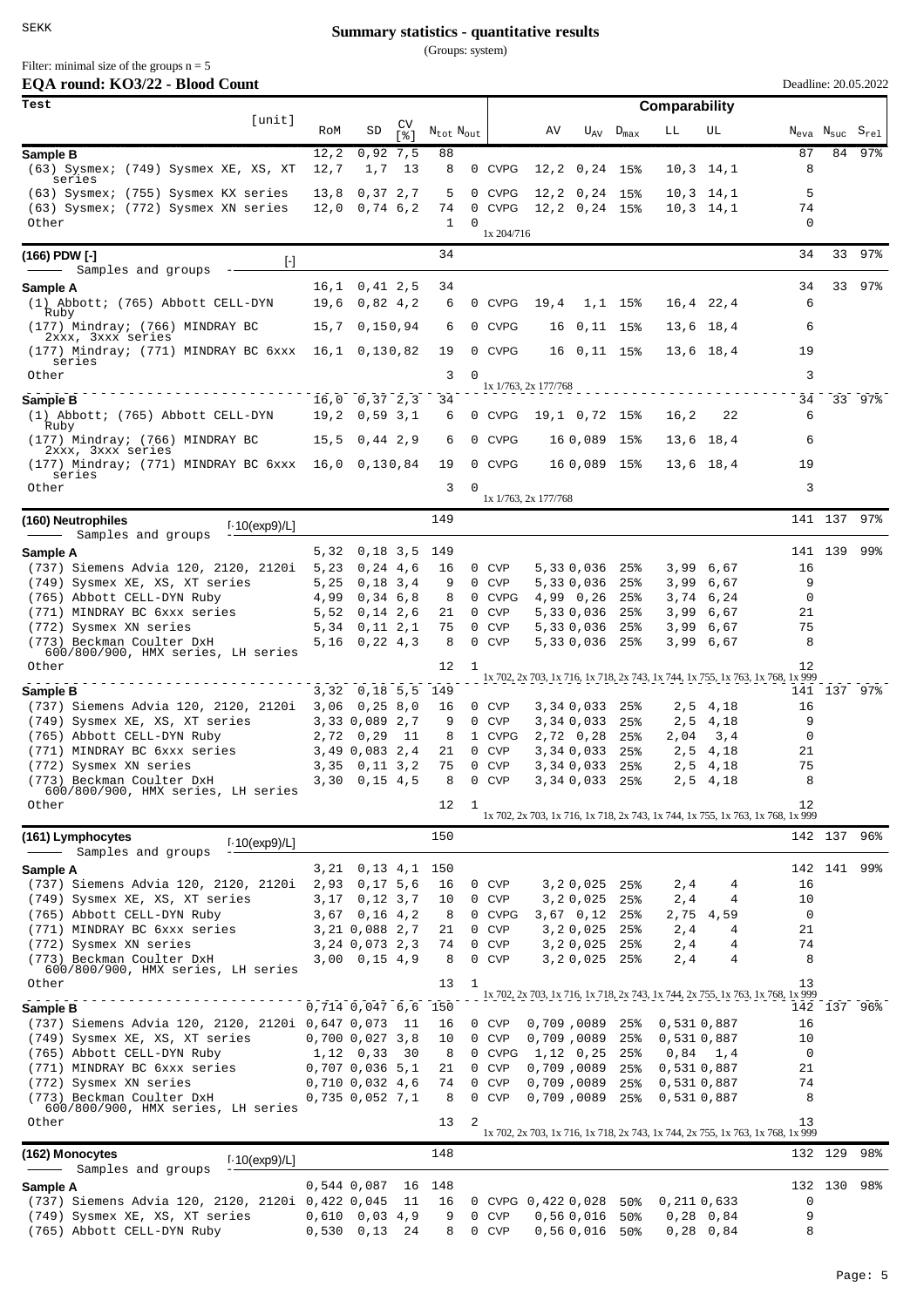# Summary statistics - quantitative results

(Groups: system)

Filter: minimal size of the groups n = 5

## EQA round: KO3/22 - Blood Count

Deadline: 20.05.2022

| Test [unit] | RoM | SD | CV [%] | $N_{tot}$ | $N_{out}$ | | AV | $U_{AV}$ | $D_{max}$ | LL | UL | $N_{eva}$ | $N_{suc}$ | $S_{rel}$ |
|---|---|---|---|---|---|---|---|---|---|---|---|---|---|---|
| **Sample B** | 12,2 | 0,92 | 7,5 | 88 | | | | | | | | 87 | 84 | 97% |
| (63) Sysmex; (749) Sysmex XE, XS, XT series | 12,7 | 1,7 | 13 | 8 | 0 | CVPG | 12,2 | 0,24 | 15% | 10,3 | 14,1 | 8 | | |
| (63) Sysmex; (755) Sysmex KX series | 13,8 | 0,37 | 2,7 | 5 | 0 | CVPG | 12,2 | 0,24 | 15% | 10,3 | 14,1 | 5 | | |
| (63) Sysmex; (772) Sysmex XN series | 12,0 | 0,74 | 6,2 | 74 | 0 | CVPG | 12,2 | 0,24 | 15% | 10,3 | 14,1 | 74 | | |
| Other | | | | 1 | 0 | 1x 204/716 | | | | | | 0 | | |
| **(166) PDW [-]** Samples and groups [-] | | | | 34 | | | | | | | | 34 | 33 | 97% |
| **Sample A** | 16,1 | 0,41 | 2,5 | 34 | | | | | | | | 34 | 33 | 97% |
| (1) Abbott; (765) Abbott CELL-DYN Ruby | 19,6 | 0,82 | 4,2 | 6 | 0 | CVPG | 19,4 | 1,1 | 15% | 16,4 | 22,4 | 6 | | |
| (177) Mindray; (766) MINDRAY BC 2xxx, 3xxx series | 15,7 | 0,15 | 0,94 | 6 | 0 | CVPG | 16 | 0,11 | 15% | 13,6 | 18,4 | 6 | | |
| (177) Mindray; (771) MINDRAY BC 6xxx series | 16,1 | 0,13 | 0,82 | 19 | 0 | CVPG | 16 | 0,11 | 15% | 13,6 | 18,4 | 19 | | |
| Other | | | | 3 | 0 | 1x 1/763, 2x 177/768 | | | | | | 3 | | |
| **Sample B** | 16,0 | 0,37 | 2,3 | 34 | | | | | | | | 34 | 33 | 97% |
| (1) Abbott; (765) Abbott CELL-DYN Ruby | 19,2 | 0,59 | 3,1 | 6 | 0 | CVPG | 19,1 | 0,72 | 15% | 16,2 | 22 | 6 | | |
| (177) Mindray; (766) MINDRAY BC 2xxx, 3xxx series | 15,5 | 0,44 | 2,9 | 6 | 0 | CVPG | 16 | 0,089 | 15% | 13,6 | 18,4 | 6 | | |
| (177) Mindray; (771) MINDRAY BC 6xxx series | 16,0 | 0,13 | 0,84 | 19 | 0 | CVPG | 16 | 0,089 | 15% | 13,6 | 18,4 | 19 | | |
| Other | | | | 3 | 0 | 1x 1/763, 2x 177/768 | | | | | | 3 | | |
| **(160) Neutrophiles** Samples and groups [·10(exp9)/L] | | | | 149 | | | | | | | | 141 | 137 | 97% |
| **Sample A** | 5,32 | 0,18 | 3,5 | 149 | | | | | | | | 141 | 139 | 99% |
| (737) Siemens Advia 120, 2120, 2120i | 5,23 | 0,24 | 4,6 | 16 | 0 | CVP | 5,33 | 0,036 | 25% | 3,99 | 6,67 | 16 | | |
| (749) Sysmex XE, XS, XT series | 5,25 | 0,18 | 3,4 | 9 | 0 | CVP | 5,33 | 0,036 | 25% | 3,99 | 6,67 | 9 | | |
| (765) Abbott CELL-DYN Ruby | 4,99 | 0,34 | 6,8 | 8 | 0 | CVPG | 4,99 | 0,26 | 25% | 3,74 | 6,24 | 0 | | |
| (771) MINDRAY BC 6xxx series | 5,52 | 0,14 | 2,6 | 21 | 0 | CVP | 5,33 | 0,036 | 25% | 3,99 | 6,67 | 21 | | |
| (772) Sysmex XN series | 5,34 | 0,11 | 2,1 | 75 | 0 | CVP | 5,33 | 0,036 | 25% | 3,99 | 6,67 | 75 | | |
| (773) Beckman Coulter DxH 600/800/900, HMX series, LH series | 5,16 | 0,22 | 4,3 | 8 | 0 | CVP | 5,33 | 0,036 | 25% | 3,99 | 6,67 | 8 | | |
| Other | | | | 12 | 1 | 1x 702, 2x 703, 1x 716, 1x 718, 2x 743, 1x 744, 1x 755, 1x 763, 1x 768, 1x 999 | | | | | | 12 | | |
| **Sample B** | 3,32 | 0,18 | 5,5 | 149 | | | | | | | | 141 | 137 | 97% |
| (737) Siemens Advia 120, 2120, 2120i | 3,06 | 0,25 | 8,0 | 16 | 0 | CVP | 3,34 | 0,033 | 25% | 2,5 | 4,18 | 16 | | |
| (749) Sysmex XE, XS, XT series | 3,33 | 0,089 | 2,7 | 9 | 0 | CVP | 3,34 | 0,033 | 25% | 2,5 | 4,18 | 9 | | |
| (765) Abbott CELL-DYN Ruby | 2,72 | 0,29 | 11 | 8 | 1 | CVPG | 2,72 | 0,28 | 25% | 2,04 | 3,4 | 0 | | |
| (771) MINDRAY BC 6xxx series | 3,49 | 0,083 | 2,4 | 21 | 0 | CVP | 3,34 | 0,033 | 25% | 2,5 | 4,18 | 21 | | |
| (772) Sysmex XN series | 3,35 | 0,11 | 3,2 | 75 | 0 | CVP | 3,34 | 0,033 | 25% | 2,5 | 4,18 | 75 | | |
| (773) Beckman Coulter DxH 600/800/900, HMX series, LH series | 3,30 | 0,15 | 4,5 | 8 | 0 | CVP | 3,34 | 0,033 | 25% | 2,5 | 4,18 | 8 | | |
| Other | | | | 12 | 1 | 1x 702, 2x 703, 1x 716, 1x 718, 2x 743, 1x 744, 1x 755, 1x 763, 1x 768, 1x 999 | | | | | | 12 | | |
| **(161) Lymphocytes** Samples and groups [·10(exp9)/L] | | | | 150 | | | | | | | | 142 | 137 | 96% |
| **Sample A** | 3,21 | 0,13 | 4,1 | 150 | | | | | | | | 142 | 141 | 99% |
| (737) Siemens Advia 120, 2120, 2120i | 2,93 | 0,17 | 5,6 | 16 | 0 | CVP | 3,2 | 0,025 | 25% | 2,4 | 4 | 16 | | |
| (749) Sysmex XE, XS, XT series | 3,17 | 0,12 | 3,7 | 10 | 0 | CVP | 3,2 | 0,025 | 25% | 2,4 | 4 | 10 | | |
| (765) Abbott CELL-DYN Ruby | 3,67 | 0,16 | 4,2 | 8 | 0 | CVPG | 3,67 | 0,12 | 25% | 2,75 | 4,59 | 0 | | |
| (771) MINDRAY BC 6xxx series | 3,21 | 0,088 | 2,7 | 21 | 0 | CVP | 3,2 | 0,025 | 25% | 2,4 | 4 | 21 | | |
| (772) Sysmex XN series | 3,24 | 0,073 | 2,3 | 74 | 0 | CVP | 3,2 | 0,025 | 25% | 2,4 | 4 | 74 | | |
| (773) Beckman Coulter DxH 600/800/900, HMX series, LH series | 3,00 | 0,15 | 4,9 | 8 | 0 | CVP | 3,2 | 0,025 | 25% | 2,4 | 4 | 8 | | |
| Other | | | | 13 | 1 | 1x 702, 2x 703, 1x 716, 1x 718, 2x 743, 1x 744, 2x 755, 1x 763, 1x 768, 1x 999 | | | | | | 13 | | |
| **Sample B** | 0,714 | 0,047 | 6,6 | 150 | | | | | | | | 142 | 137 | 96% |
| (737) Siemens Advia 120, 2120, 2120i | 0,647 | 0,073 | 11 | 16 | 0 | CVP | 0,709 | ,0089 | 25% | 0,531 | 0,887 | 16 | | |
| (749) Sysmex XE, XS, XT series | 0,700 | 0,027 | 3,8 | 10 | 0 | CVP | 0,709 | ,0089 | 25% | 0,531 | 0,887 | 10 | | |
| (765) Abbott CELL-DYN Ruby | 1,12 | 0,33 | 30 | 8 | 0 | CVPG | 1,12 | 0,25 | 25% | 0,84 | 1,4 | 0 | | |
| (771) MINDRAY BC 6xxx series | 0,707 | 0,036 | 5,1 | 21 | 0 | CVP | 0,709 | ,0089 | 25% | 0,531 | 0,887 | 21 | | |
| (772) Sysmex XN series | 0,710 | 0,032 | 4,6 | 74 | 0 | CVP | 0,709 | ,0089 | 25% | 0,531 | 0,887 | 74 | | |
| (773) Beckman Coulter DxH 600/800/900, HMX series, LH series | 0,735 | 0,052 | 7,1 | 8 | 0 | CVP | 0,709 | ,0089 | 25% | 0,531 | 0,887 | 8 | | |
| Other | | | | 13 | 2 | 1x 702, 2x 703, 1x 716, 1x 718, 2x 743, 1x 744, 2x 755, 1x 763, 1x 768, 1x 999 | | | | | | 13 | | |
| **(162) Monocytes** Samples and groups [·10(exp9)/L] | | | | 148 | | | | | | | | 132 | 129 | 98% |
| **Sample A** | 0,544 | 0,087 | 16 | 148 | | | | | | | | 132 | 130 | 98% |
| (737) Siemens Advia 120, 2120, 2120i | 0,422 | 0,045 | 11 | 16 | 0 | CVPG | 0,422 | 0,028 | 50% | 0,211 | 0,633 | 0 | | |
| (749) Sysmex XE, XS, XT series | 0,610 | 0,03 | 4,9 | 9 | 0 | CVP | 0,56 | 0,016 | 50% | 0,28 | 0,84 | 9 | | |
| (765) Abbott CELL-DYN Ruby | 0,530 | 0,13 | 24 | 8 | 0 | CVP | 0,56 | 0,016 | 50% | 0,28 | 0,84 | 8 | | |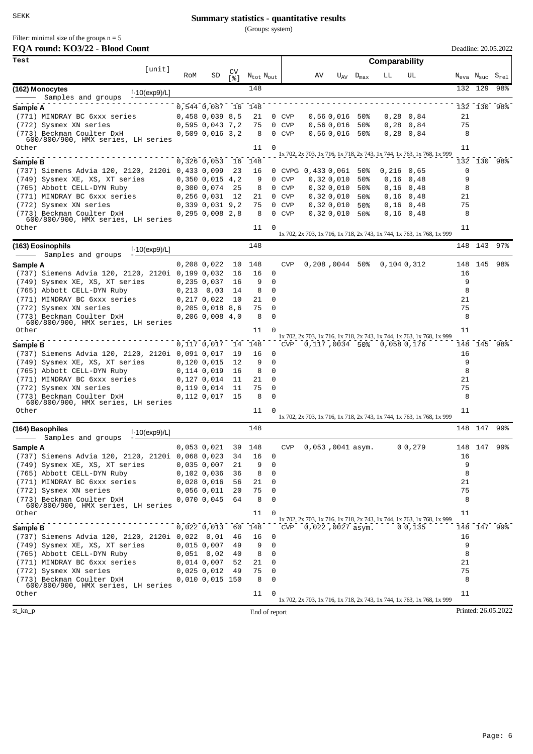SEKK

# Summary statistics - quantitative results

(Groups: system)

Filter: minimal size of the groups n = 5

## EQA round: KO3/22 - Blood Count

Deadline: 20.05.2022

| Test [unit] | RoM | SD | CV [%] | $N_{tot}$ | $N_{out}$ | | AV | $U_{AV}$ | $D_{max}$ | LL | UL | $N_{eva}$ | $N_{suc}$ | $S_{rel}$ |
|---|---|---|---|---|---|---|---|---|---|---|---|---|---|---|
| **(162) Monocytes** [·10(exp9)/L] | | | | 148 | | | | | | | | 132 | 129 | 98% |
| Samples and groups | | | | | | | | | | | | | | |
| **Sample A** | 0,544 | 0,087 | 16 | 148 | | | | | | | | 132 | 130 | 98% |
| (771) MINDRAY BC 6xxx series | 0,458 | 0,039 | 8,5 | 21 | 0 | CVP | 0,56 | 0,016 | 50% | 0,28 | 0,84 | 21 | | |
| (772) Sysmex XN series | 0,595 | 0,043 | 7,2 | 75 | 0 | CVP | 0,56 | 0,016 | 50% | 0,28 | 0,84 | 75 | | |
| (773) Beckman Coulter DxH 600/800/900, HMX series, LH series | 0,509 | 0,016 | 3,2 | 8 | 0 | CVP | 0,56 | 0,016 | 50% | 0,28 | 0,84 | 8 | | |
| Other | | | | 11 | 0 | 1x 702, 2x 703, 1x 716, 1x 718, 2x 743, 1x 744, 1x 763, 1x 768, 1x 999 | | | | | | 11 | | |
| **Sample B** | 0,326 | 0,053 | 16 | 148 | | | | | | | | 132 | 130 | 98% |
| (737) Siemens Advia 120, 2120, 2120i | 0,433 | 0,099 | 23 | 16 | 0 | CVPG | 0,433 | 0,061 | 50% | 0,216 | 0,65 | 0 | | |
| (749) Sysmex XE, XS, XT series | 0,350 | 0,015 | 4,2 | 9 | 0 | CVP | 0,32 | 0,010 | 50% | 0,16 | 0,48 | 9 | | |
| (765) Abbott CELL-DYN Ruby | 0,300 | 0,074 | 25 | 8 | 0 | CVP | 0,32 | 0,010 | 50% | 0,16 | 0,48 | 8 | | |
| (771) MINDRAY BC 6xxx series | 0,256 | 0,031 | 12 | 21 | 0 | CVP | 0,32 | 0,010 | 50% | 0,16 | 0,48 | 21 | | |
| (772) Sysmex XN series | 0,339 | 0,031 | 9,2 | 75 | 0 | CVP | 0,32 | 0,010 | 50% | 0,16 | 0,48 | 75 | | |
| (773) Beckman Coulter DxH 600/800/900, HMX series, LH series | 0,295 | 0,008 | 2,8 | 8 | 0 | CVP | 0,32 | 0,010 | 50% | 0,16 | 0,48 | 8 | | |
| Other | | | | 11 | 0 | 1x 702, 2x 703, 1x 716, 1x 718, 2x 743, 1x 744, 1x 763, 1x 768, 1x 999 | | | | | | 11 | | |
| **(163) Eosinophils** [·10(exp9)/L] | | | | 148 | | | | | | | | 148 | 143 | 97% |
| Samples and groups | | | | | | | | | | | | | | |
| **Sample A** | 0,208 | 0,022 | 10 | 148 | | CVP | 0,208 | ,0044 | 50% | 0,104 | 0,312 | 148 | 145 | 98% |
| (737) Siemens Advia 120, 2120, 2120i | 0,199 | 0,032 | 16 | 16 | 0 | | | | | | | 16 | | |
| (749) Sysmex XE, XS, XT series | 0,235 | 0,037 | 16 | 9 | 0 | | | | | | | 9 | | |
| (765) Abbott CELL-DYN Ruby | 0,213 | 0,03 | 14 | 8 | 0 | | | | | | | 8 | | |
| (771) MINDRAY BC 6xxx series | 0,217 | 0,022 | 10 | 21 | 0 | | | | | | | 21 | | |
| (772) Sysmex XN series | 0,205 | 0,018 | 8,6 | 75 | 0 | | | | | | | 75 | | |
| (773) Beckman Coulter DxH 600/800/900, HMX series, LH series | 0,206 | 0,008 | 4,0 | 8 | 0 | | | | | | | 8 | | |
| Other | | | | 11 | 0 | 1x 702, 2x 703, 1x 716, 1x 718, 2x 743, 1x 744, 1x 763, 1x 768, 1x 999 | | | | | | 11 | | |
| **Sample B** | 0,117 | 0,017 | 14 | 148 | | CVP | 0,117 | ,0034 | 50% | 0,058 | 0,176 | 148 | 145 | 98% |
| (737) Siemens Advia 120, 2120, 2120i | 0,091 | 0,017 | 19 | 16 | 0 | | | | | | | 16 | | |
| (749) Sysmex XE, XS, XT series | 0,120 | 0,015 | 12 | 9 | 0 | | | | | | | 9 | | |
| (765) Abbott CELL-DYN Ruby | 0,114 | 0,019 | 16 | 8 | 0 | | | | | | | 8 | | |
| (771) MINDRAY BC 6xxx series | 0,127 | 0,014 | 11 | 21 | 0 | | | | | | | 21 | | |
| (772) Sysmex XN series | 0,119 | 0,014 | 11 | 75 | 0 | | | | | | | 75 | | |
| (773) Beckman Coulter DxH 600/800/900, HMX series, LH series | 0,112 | 0,017 | 15 | 8 | 0 | | | | | | | 8 | | |
| Other | | | | 11 | 0 | 1x 702, 2x 703, 1x 716, 1x 718, 2x 743, 1x 744, 1x 763, 1x 768, 1x 999 | | | | | | 11 | | |
| **(164) Basophiles** [·10(exp9)/L] | | | | 148 | | | | | | | | 148 | 147 | 99% |
| Samples and groups | | | | | | | | | | | | | | |
| **Sample A** | 0,053 | 0,021 | 39 | 148 | | CVP | 0,053 | ,0041 | asym. | 0 | 0,279 | 148 | 147 | 99% |
| (737) Siemens Advia 120, 2120, 2120i | 0,068 | 0,023 | 34 | 16 | 0 | | | | | | | 16 | | |
| (749) Sysmex XE, XS, XT series | 0,035 | 0,007 | 21 | 9 | 0 | | | | | | | 9 | | |
| (765) Abbott CELL-DYN Ruby | 0,102 | 0,036 | 36 | 8 | 0 | | | | | | | 8 | | |
| (771) MINDRAY BC 6xxx series | 0,028 | 0,016 | 56 | 21 | 0 | | | | | | | 21 | | |
| (772) Sysmex XN series | 0,056 | 0,011 | 20 | 75 | 0 | | | | | | | 75 | | |
| (773) Beckman Coulter DxH 600/800/900, HMX series, LH series | 0,070 | 0,045 | 64 | 8 | 0 | | | | | | | 8 | | |
| Other | | | | 11 | 0 | 1x 702, 2x 703, 1x 716, 1x 718, 2x 743, 1x 744, 1x 763, 1x 768, 1x 999 | | | | | | 11 | | |
| **Sample B** | 0,022 | 0,013 | 60 | 148 | | CVP | 0,022 | ,0027 | asym. | 0 | 0,135 | 148 | 147 | 99% |
| (737) Siemens Advia 120, 2120, 2120i | 0,022 | 0,01 | 46 | 16 | 0 | | | | | | | 16 | | |
| (749) Sysmex XE, XS, XT series | 0,015 | 0,007 | 49 | 9 | 0 | | | | | | | 9 | | |
| (765) Abbott CELL-DYN Ruby | 0,051 | 0,02 | 40 | 8 | 0 | | | | | | | 8 | | |
| (771) MINDRAY BC 6xxx series | 0,014 | 0,007 | 52 | 21 | 0 | | | | | | | 21 | | |
| (772) Sysmex XN series | 0,025 | 0,012 | 49 | 75 | 0 | | | | | | | 75 | | |
| (773) Beckman Coulter DxH 600/800/900, HMX series, LH series | 0,010 | 0,015 | 150 | 8 | 0 | | | | | | | 8 | | |
| Other | | | | 11 | 0 | 1x 702, 2x 703, 1x 716, 1x 718, 2x 743, 1x 744, 1x 763, 1x 768, 1x 999 | | | | | | 11 | | |

st_kn_p — End of report — Printed: 26.05.2022